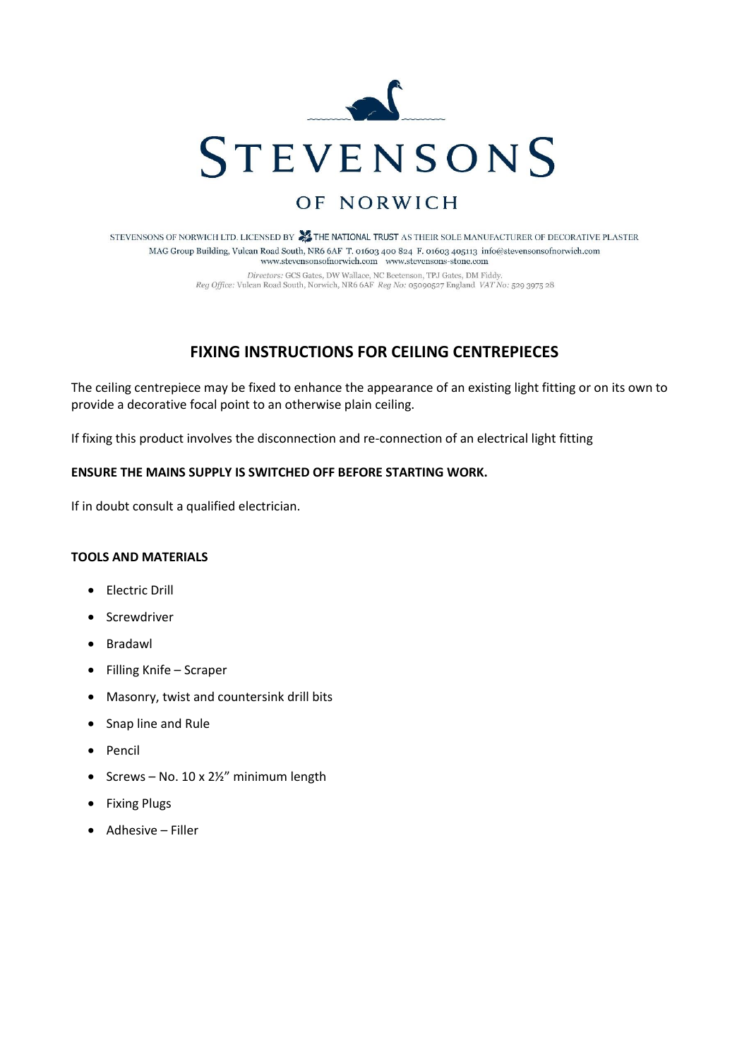# STEVENSONS

OF NORWICH

STEVENSONS OF NORWICH LTD. LICENSED BY THE NATIONAL TRUST AS THEIR SOLE MANUFACTURER OF DECORATIVE PLASTER
MAG Group Building, Vulcan Road South, NR6 6AF T. 01603 400 824 F. 01603 405113 info@stevensonsofnorwich.com
www.stevensonsofnorwich.com www.stevensons-stone.com

*Directors:* GCS Gates, DW Wallace, NC Beetenson, TPJ Gates, DM Fiddy.
*Reg Office:* Vulcan Road South, Norwich, NR6 6AF *Reg No:* 05090527 England *VAT No:* 529 3975 28

## FIXING INSTRUCTIONS FOR CEILING CENTREPIECES

The ceiling centrepiece may be fixed to enhance the appearance of an existing light fitting or on its own to provide a decorative focal point to an otherwise plain ceiling.

If fixing this product involves the disconnection and re-connection of an electrical light fitting

**ENSURE THE MAINS SUPPLY IS SWITCHED OFF BEFORE STARTING WORK.**

If in doubt consult a qualified electrician.

**TOOLS AND MATERIALS**

- Electric Drill
- Screwdriver
- Bradawl
- Filling Knife – Scraper
- Masonry, twist and countersink drill bits
- Snap line and Rule
- Pencil
- Screws – No. 10 x 2½" minimum length
- Fixing Plugs
- Adhesive – Filler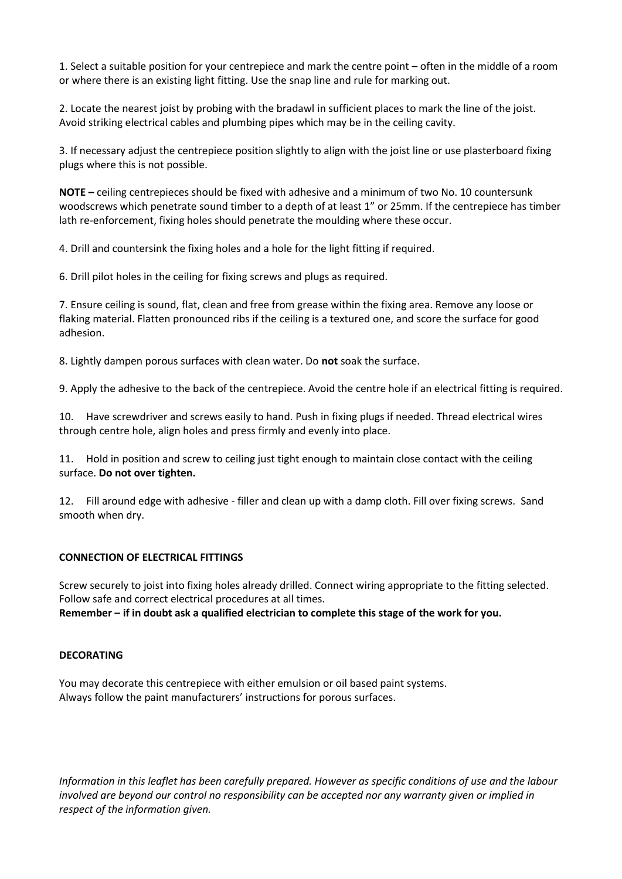1. Select a suitable position for your centrepiece and mark the centre point – often in the middle of a room or where there is an existing light fitting. Use the snap line and rule for marking out.

2. Locate the nearest joist by probing with the bradawl in sufficient places to mark the line of the joist. Avoid striking electrical cables and plumbing pipes which may be in the ceiling cavity.

3. If necessary adjust the centrepiece position slightly to align with the joist line or use plasterboard fixing plugs where this is not possible.

**NOTE –** ceiling centrepieces should be fixed with adhesive and a minimum of two No. 10 countersunk woodscrews which penetrate sound timber to a depth of at least 1" or 25mm. If the centrepiece has timber lath re-enforcement, fixing holes should penetrate the moulding where these occur.

4. Drill and countersink the fixing holes and a hole for the light fitting if required.

6. Drill pilot holes in the ceiling for fixing screws and plugs as required.

7. Ensure ceiling is sound, flat, clean and free from grease within the fixing area. Remove any loose or flaking material. Flatten pronounced ribs if the ceiling is a textured one, and score the surface for good adhesion.

8. Lightly dampen porous surfaces with clean water. Do **not** soak the surface.

9. Apply the adhesive to the back of the centrepiece. Avoid the centre hole if an electrical fitting is required.

10. Have screwdriver and screws easily to hand. Push in fixing plugs if needed. Thread electrical wires through centre hole, align holes and press firmly and evenly into place.

11. Hold in position and screw to ceiling just tight enough to maintain close contact with the ceiling surface. **Do not over tighten.**

12. Fill around edge with adhesive - filler and clean up with a damp cloth. Fill over fixing screws. Sand smooth when dry.

**CONNECTION OF ELECTRICAL FITTINGS**

Screw securely to joist into fixing holes already drilled. Connect wiring appropriate to the fitting selected. Follow safe and correct electrical procedures at all times.
**Remember – if in doubt ask a qualified electrician to complete this stage of the work for you.**

**DECORATING**

You may decorate this centrepiece with either emulsion or oil based paint systems.
Always follow the paint manufacturers' instructions for porous surfaces.

*Information in this leaflet has been carefully prepared. However as specific conditions of use and the labour involved are beyond our control no responsibility can be accepted nor any warranty given or implied in respect of the information given.*